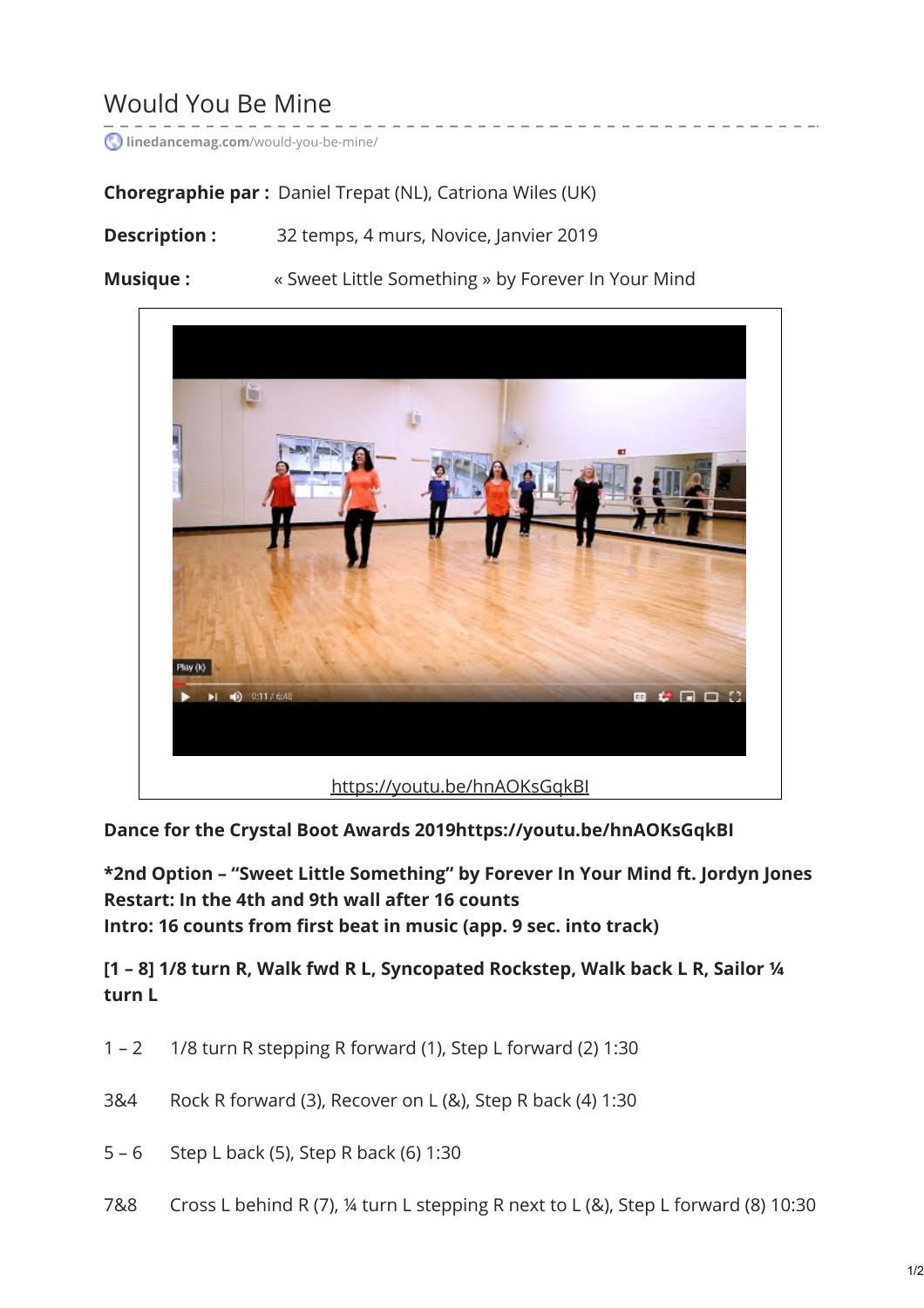# Would You Be Mine

linedancemag.com/would-you-be-mine/

**Choregraphie par :** Daniel Trepat (NL), Catriona Wiles (UK)

**Description :** 32 temps, 4 murs, Novice, Janvier 2019

**Musique :** « Sweet Little Something » by Forever In Your Mind

https://youtu.be/hnAOKsGqkBI

**Dance for the Crystal Boot Awards 2019https://youtu.be/hnAOKsGqkBI**

**\*2nd Option – "Sweet Little Something" by Forever In Your Mind ft. Jordyn Jones**
**Restart: In the 4th and 9th wall after 16 counts**
**Intro: 16 counts from first beat in music (app. 9 sec. into track)**

**[1 – 8] 1/8 turn R, Walk fwd R L, Syncopated Rockstep, Walk back L R, Sailor ¼ turn L**

1 – 2 1/8 turn R stepping R forward (1), Step L forward (2) 1:30

3&4 Rock R forward (3), Recover on L (&), Step R back (4) 1:30

5 – 6 Step L back (5), Step R back (6) 1:30

7&8 Cross L behind R (7), ¼ turn L stepping R next to L (&), Step L forward (8) 10:30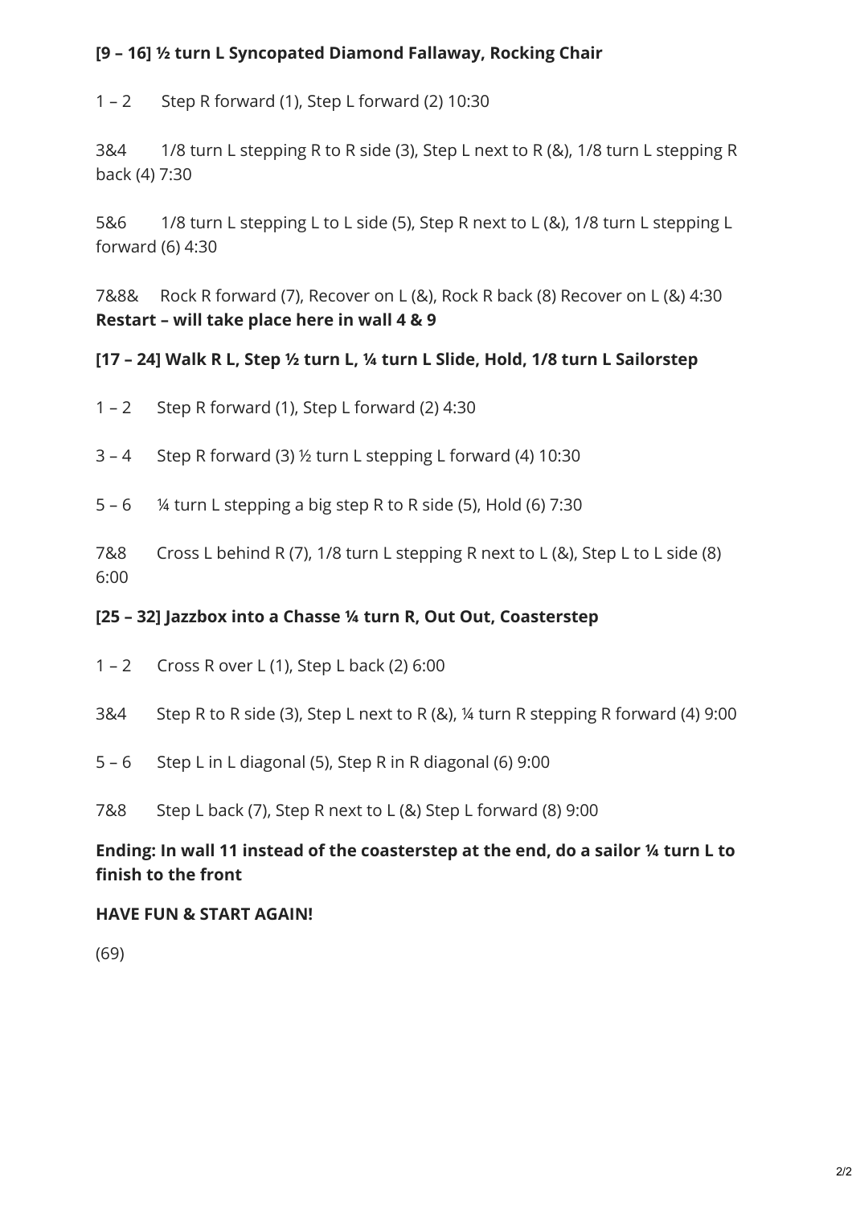**[9 – 16] ½ turn L Syncopated Diamond Fallaway, Rocking Chair**

1 – 2 Step R forward (1), Step L forward (2) 10:30

3&4 1/8 turn L stepping R to R side (3), Step L next to R (&), 1/8 turn L stepping R back (4) 7:30

5&6 1/8 turn L stepping L to L side (5), Step R next to L (&), 1/8 turn L stepping L forward (6) 4:30

7&8& Rock R forward (7), Recover on L (&), Rock R back (8) Recover on L (&) 4:30
**Restart – will take place here in wall 4 & 9**

**[17 – 24] Walk R L, Step ½ turn L, ¼ turn L Slide, Hold, 1/8 turn L Sailorstep**

1 – 2 Step R forward (1), Step L forward (2) 4:30

3 – 4 Step R forward (3) ½ turn L stepping L forward (4) 10:30

5 – 6 ¼ turn L stepping a big step R to R side (5), Hold (6) 7:30

7&8 Cross L behind R (7), 1/8 turn L stepping R next to L (&), Step L to L side (8) 6:00

**[25 – 32] Jazzbox into a Chasse ¼ turn R, Out Out, Coasterstep**

1 – 2 Cross R over L (1), Step L back (2) 6:00

3&4 Step R to R side (3), Step L next to R (&), ¼ turn R stepping R forward (4) 9:00

5 – 6 Step L in L diagonal (5), Step R in R diagonal (6) 9:00

7&8 Step L back (7), Step R next to L (&) Step L forward (8) 9:00

**Ending: In wall 11 instead of the coasterstep at the end, do a sailor ¼ turn L to finish to the front**

**HAVE FUN & START AGAIN!**

(69)